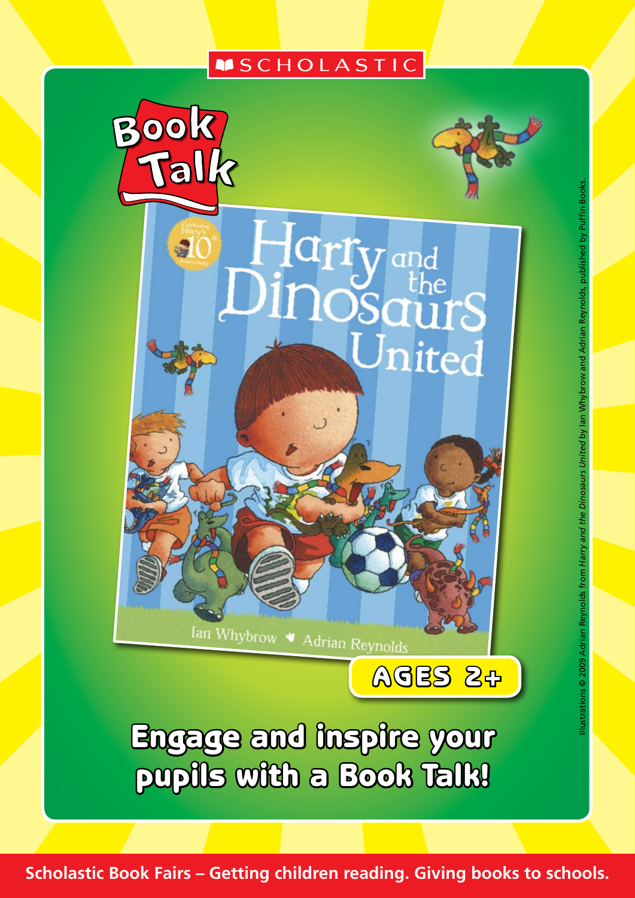SCHOLASTIC

# Book Talk

Harry and the Dinosaurs United

Ian Whybrow ♥ Adrian Reynolds

AGES 2+

## Engage and inspire your pupils with a Book Talk!

Illustrations © 2009 Adrian Reynolds from *Harry and the Dinosaurs United* by Ian Whybrow and Adrian Reynolds, published by Puffin Books.

**Scholastic Book Fairs – Getting children reading. Giving books to schools.**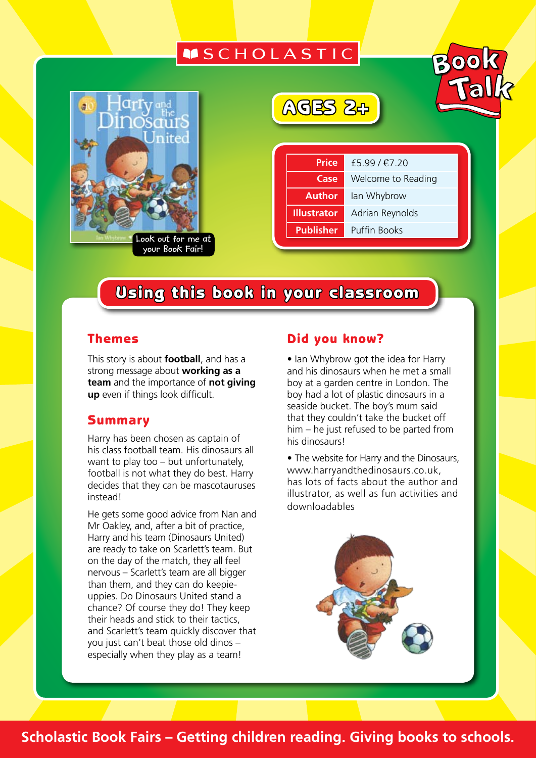SCHOLASTIC

Book Talk

Look out for me at your Book Fair!

AGES 2+

| Price | £5.99 / €7.20 |
| --- | --- |
| Case | Welcome to Reading |
| Author | Ian Whybrow |
| Illustrator | Adrian Reynolds |
| Publisher | Puffin Books |

## Using this book in your classroom

### Themes

This story is about **football**, and has a strong message about **working as a team** and the importance of **not giving up** even if things look difficult.

### Summary

Harry has been chosen as captain of his class football team. His dinosaurs all want to play too – but unfortunately, football is not what they do best. Harry decides that they can be mascotauruses instead!

He gets some good advice from Nan and Mr Oakley, and, after a bit of practice, Harry and his team (Dinosaurs United) are ready to take on Scarlett's team. But on the day of the match, they all feel nervous – Scarlett's team are all bigger than them, and they can do keepie-uppies. Do Dinosaurs United stand a chance? Of course they do! They keep their heads and stick to their tactics, and Scarlett's team quickly discover that you just can't beat those old dinos – especially when they play as a team!

### Did you know?

- Ian Whybrow got the idea for Harry and his dinosaurs when he met a small boy at a garden centre in London. The boy had a lot of plastic dinosaurs in a seaside bucket. The boy's mum said that they couldn't take the bucket off him – he just refused to be parted from his dinosaurs!
- The website for Harry and the Dinosaurs, www.harryandthedinosaurs.co.uk, has lots of facts about the author and illustrator, as well as fun activities and downloadables

Scholastic Book Fairs – Getting children reading. Giving books to schools.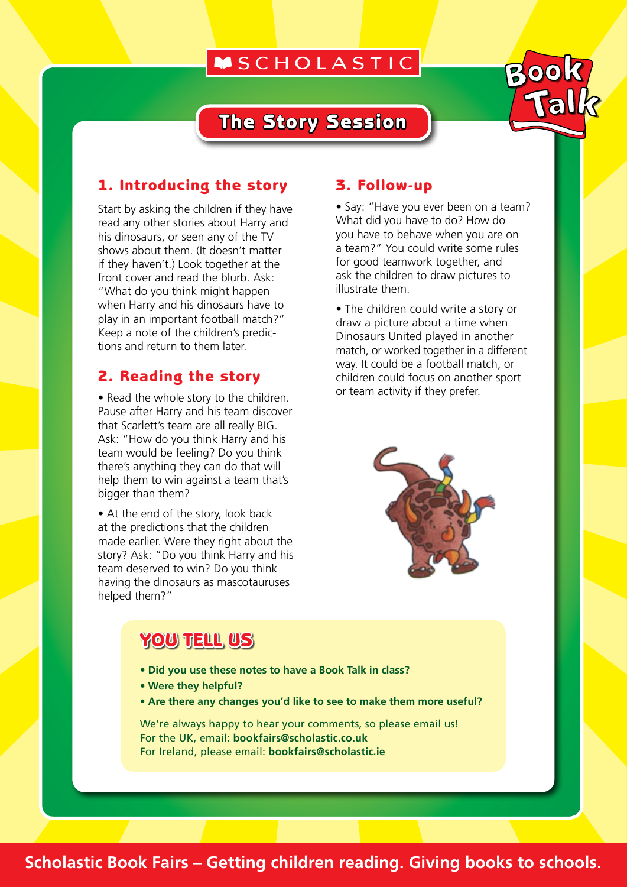SCHOLASTIC

Book Talk

# The Story Session

## 1. Introducing the story

Start by asking the children if they have read any other stories about Harry and his dinosaurs, or seen any of the TV shows about them. (It doesn't matter if they haven't.) Look together at the front cover and read the blurb. Ask: "What do you think might happen when Harry and his dinosaurs have to play in an important football match?" Keep a note of the children's predictions and return to them later.

## 2. Reading the story

- Read the whole story to the children. Pause after Harry and his team discover that Scarlett's team are all really BIG. Ask: "How do you think Harry and his team would be feeling? Do you think there's anything they can do that will help them to win against a team that's bigger than them?
- At the end of the story, look back at the predictions that the children made earlier. Were they right about the story? Ask: "Do you think Harry and his team deserved to win? Do you think having the dinosaurs as mascotauruses helped them?"

## 3. Follow-up

- Say: "Have you ever been on a team? What did you have to do? How do you have to behave when you are on a team?" You could write some rules for good teamwork together, and ask the children to draw pictures to illustrate them.
- The children could write a story or draw a picture about a time when Dinosaurs United played in another match, or worked together in a different way. It could be a football match, or children could focus on another sport or team activity if they prefer.

## YOU TELL US

- **Did you use these notes to have a Book Talk in class?**
- **Were they helpful?**
- **Are there any changes you'd like to see to make them more useful?**

We're always happy to hear your comments, so please email us!
For the UK, email: **bookfairs@scholastic.co.uk**
For Ireland, please email: **bookfairs@scholastic.ie**

**Scholastic Book Fairs – Getting children reading. Giving books to schools.**